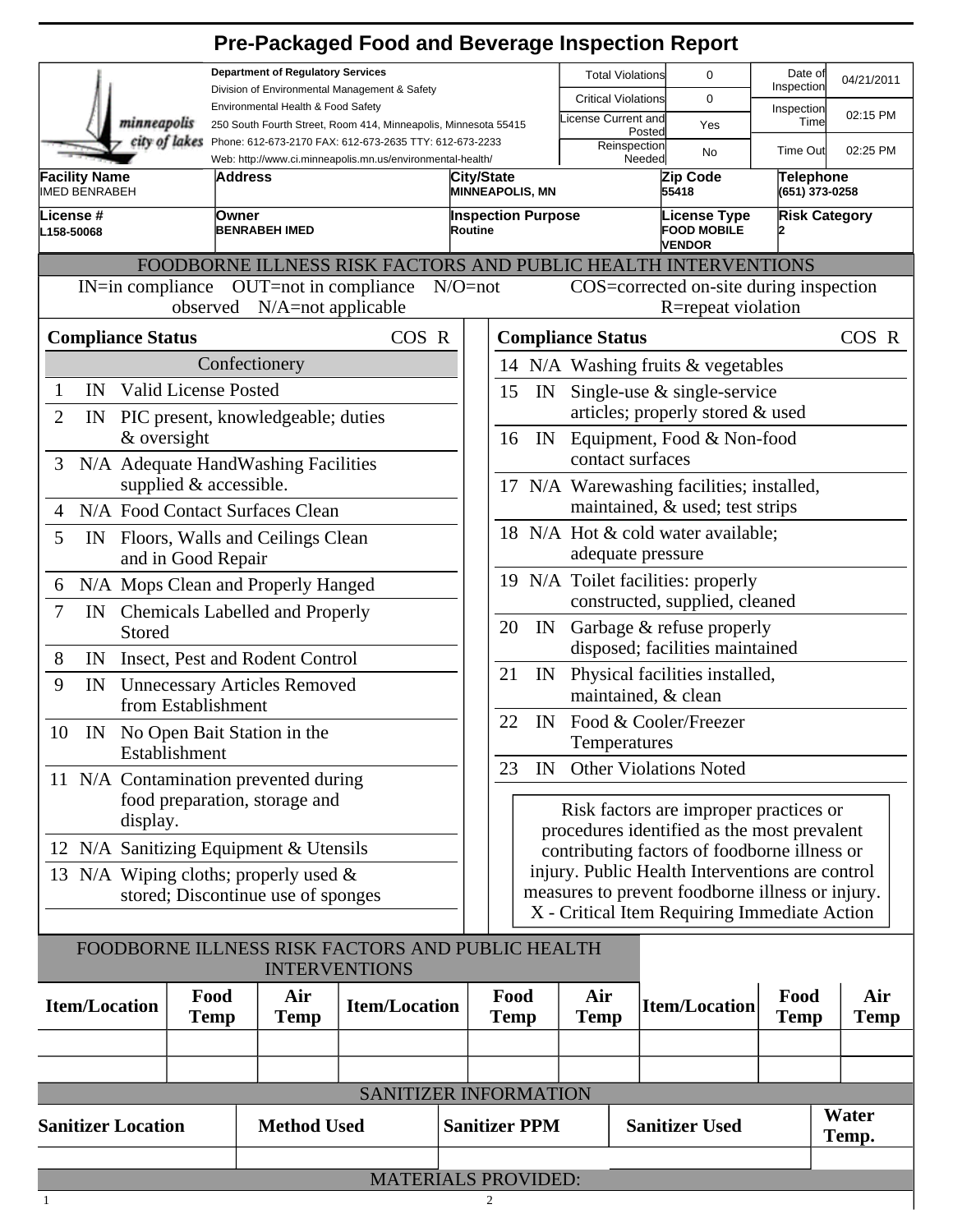# Pre-Packaged Food and Beverage Inspection Report

minneapolis city of lakes

**Department of Regulatory Services**
Division of Environmental Management & Safety
Environmental Health & Food Safety
250 South Fourth Street, Room 414, Minneapolis, Minnesota 55415
Phone: 612-673-2170 FAX: 612-673-2635 TTY: 612-673-2233
Web: http://www.ci.minneapolis.mn.us/environmental-health/

| | | | |
|---|---|---|---|
| Total Violations | 0 | Date of Inspection | 04/21/2011 |
| Critical Violations | 0 | Inspection Time | 02:15 PM |
| License Current and Posted | Yes | | |
| Reinspection Needed | No | Time Out | 02:25 PM |

| Facility Name | Address | City/State | Zip Code | Telephone |
|---|---|---|---|---|
| IMED BENRABEH | | MINNEAPOLIS, MN | 55418 | (651) 373-0258 |

| License # | Owner | Inspection Purpose | License Type | Risk Category |
|---|---|---|---|---|
| L158-50068 | BENRABEH IMED | Routine | FOOD MOBILE VENDOR | 2 |

## FOODBORNE ILLNESS RISK FACTORS AND PUBLIC HEALTH INTERVENTIONS

IN=in compliance OUT=not in compliance N/O=not observed N/A=not applicable COS=corrected on-site during inspection R=repeat violation

| # | Compliance Status | | COS | R |
|---|---|---|---|---|
| | **Confectionery** | | | |
| 1 | IN | Valid License Posted | | |
| 2 | IN | PIC present, knowledgeable; duties & oversight | | |
| 3 | N/A | Adequate HandWashing Facilities supplied & accessible. | | |
| 4 | N/A | Food Contact Surfaces Clean | | |
| 5 | IN | Floors, Walls and Ceilings Clean and in Good Repair | | |
| 6 | N/A | Mops Clean and Properly Hanged | | |
| 7 | IN | Chemicals Labelled and Properly Stored | | |
| 8 | IN | Insect, Pest and Rodent Control | | |
| 9 | IN | Unnecessary Articles Removed from Establishment | | |
| 10 | IN | No Open Bait Station in the Establishment | | |
| 11 | N/A | Contamination prevented during food preparation, storage and display. | | |
| 12 | N/A | Sanitizing Equipment & Utensils | | |
| 13 | N/A | Wiping cloths; properly used & stored; Discontinue use of sponges | | |
| 14 | N/A | Washing fruits & vegetables | | |
| 15 | IN | Single-use & single-service articles; properly stored & used | | |
| 16 | IN | Equipment, Food & Non-food contact surfaces | | |
| 17 | N/A | Warewashing facilities; installed, maintained, & used; test strips | | |
| 18 | N/A | Hot & cold water available; adequate pressure | | |
| 19 | N/A | Toilet facilities: properly constructed, supplied, cleaned | | |
| 20 | IN | Garbage & refuse properly disposed; facilities maintained | | |
| 21 | IN | Physical facilities installed, maintained, & clean | | |
| 22 | IN | Food & Cooler/Freezer Temperatures | | |
| 23 | IN | Other Violations Noted | | |

Risk factors are improper practices or procedures identified as the most prevalent contributing factors of foodborne illness or injury. Public Health Interventions are control measures to prevent foodborne illness or injury.
X - Critical Item Requiring Immediate Action

## FOODBORNE ILLNESS RISK FACTORS AND PUBLIC HEALTH INTERVENTIONS

| Item/Location | Food Temp | Air Temp | Item/Location | Food Temp | Air Temp | Item/Location | Food Temp | Air Temp |
|---|---|---|---|---|---|---|---|---|
| | | | | | | | | |
| | | | | | | | | |

## SANITIZER INFORMATION

| Sanitizer Location | Method Used | Sanitizer PPM | Sanitizer Used | Water Temp. |
|---|---|---|---|---|
| | | | | |

## MATERIALS PROVIDED: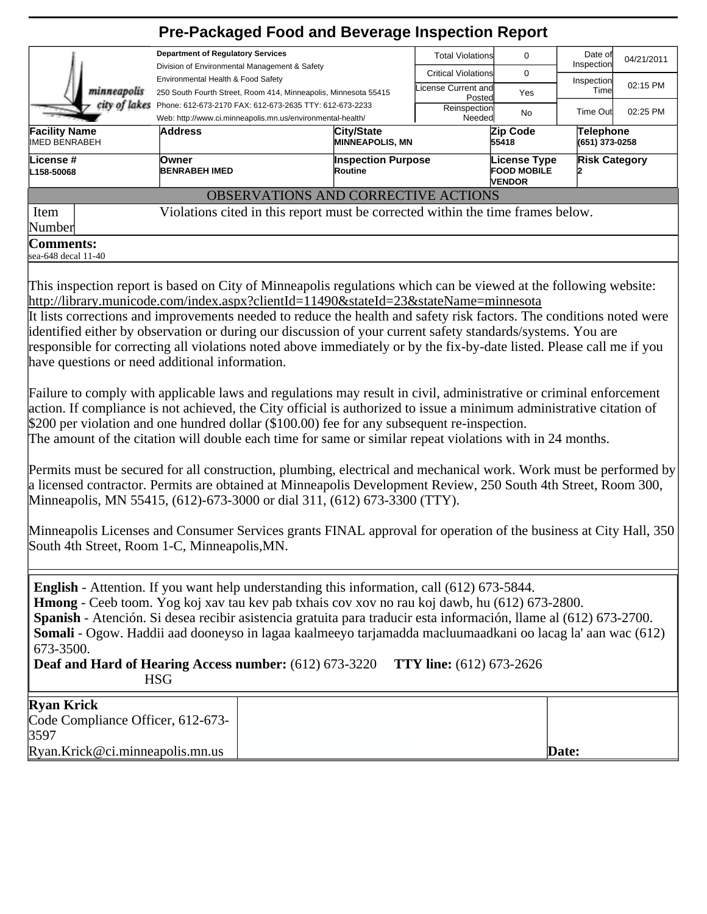# Pre-Packaged Food and Beverage Inspection Report

| | | | | | |
|---|---|---|---|---|---|
| minneapolis city of lakes | **Department of Regulatory Services**<br>Division of Environmental Management & Safety<br>Environmental Health & Food Safety<br>250 South Fourth Street, Room 414, Minneapolis, Minnesota 55415<br>Phone: 612-673-2170 FAX: 612-673-2635 TTY: 612-673-2233<br>Web: http://www.ci.minneapolis.mn.us/environmental-health/ | Total Violations | 0 | Date of Inspection | 04/21/2011 |
| | | Critical Violations | 0 | Inspection Time | 02:15 PM |
| | | License Current and Posted | Yes | | |
| | | Reinspection Needed | No | Time Out | 02:25 PM |

| Facility Name | Address | City/State | Zip Code | Telephone |
|---|---|---|---|---|
| IMED BENRABEH | | MINNEAPOLIS, MN | 55418 | (651) 373-0258 |
| **License #** | **Owner** | **Inspection Purpose** | **License Type** | **Risk Category** |
| L158-50068 | BENRABEH IMED | Routine | FOOD MOBILE VENDOR | 2 |

## OBSERVATIONS AND CORRECTIVE ACTIONS

| Item Number | Violations cited in this report must be corrected within the time frames below. |
|---|---|

**Comments:**
sea-648 decal 11-40

This inspection report is based on City of Minneapolis regulations which can be viewed at the following website: http://library.municode.com/index.aspx?clientId=11490&stateId=23&stateName=minnesota
It lists corrections and improvements needed to reduce the health and safety risk factors. The conditions noted were identified either by observation or during our discussion of your current safety standards/systems. You are responsible for correcting all violations noted above immediately or by the fix-by-date listed. Please call me if you have questions or need additional information.

Failure to comply with applicable laws and regulations may result in civil, administrative or criminal enforcement action. If compliance is not achieved, the City official is authorized to issue a minimum administrative citation of $200 per violation and one hundred dollar ($100.00) fee for any subsequent re-inspection.
The amount of the citation will double each time for same or similar repeat violations with in 24 months.

Permits must be secured for all construction, plumbing, electrical and mechanical work. Work must be performed by a licensed contractor. Permits are obtained at Minneapolis Development Review, 250 South 4th Street, Room 300, Minneapolis, MN 55415, (612)-673-3000 or dial 311, (612) 673-3300 (TTY).

Minneapolis Licenses and Consumer Services grants FINAL approval for operation of the business at City Hall, 350 South 4th Street, Room 1-C, Minneapolis,MN.

**English** - Attention. If you want help understanding this information, call (612) 673-5844.
**Hmong** - Ceeb toom. Yog koj xav tau kev pab txhais cov xov no rau koj dawb, hu (612) 673-2800.
**Spanish** - Atención. Si desea recibir asistencia gratuita para traducir esta información, llame al (612) 673-2700.
**Somali** - Ogow. Haddii aad dooneyso in lagaa kaalmeeyo tarjamadda macluumaadkani oo lacag la' aan wac (612) 673-3500.
**Deaf and Hard of Hearing Access number:** (612) 673-3220 **TTY line:** (612) 673-2626
HSG

| | | |
|---|---|---|
| **Ryan Krick**<br>Code Compliance Officer, 612-673-3597<br>Ryan.Krick@ci.minneapolis.mn.us | | **Date:** |